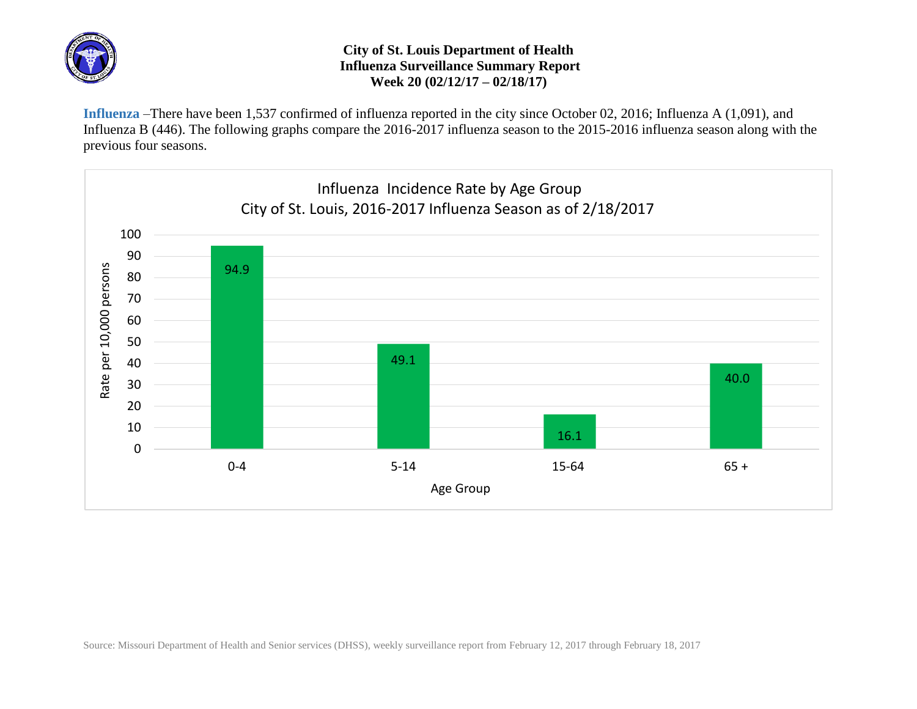# City of St. Louis Department of Health
## Influenza Surveillance Summary Report
### Week 20 (02/12/17 – 02/18/17)

**Influenza** –There have been 1,537 confirmed of influenza reported in the city since October 02, 2016; Influenza A (1,091), and Influenza B (446). The following graphs compare the 2016-2017 influenza season to the 2015-2016 influenza season along with the previous four seasons.

**Influenza Incidence Rate by Age Group**
**City of St. Louis, 2016-2017 Influenza Season as of 2/18/2017**

| Age Group | Rate per 10,000 persons |
|---|---|
| 0-4 | 94.9 |
| 5-14 | 49.1 |
| 15-64 | 16.1 |
| 65 + | 40.0 |

Source: Missouri Department of Health and Senior services (DHSS), weekly surveillance report from February 12, 2017 through February 18, 2017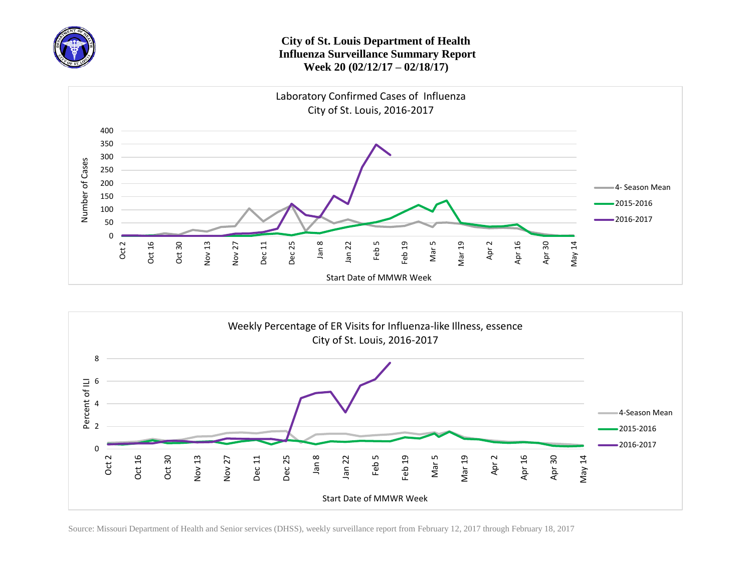# City of St. Louis Department of Health
## Influenza Surveillance Summary Report
## Week 20 (02/12/17 – 02/18/17)

Laboratory Confirmed Cases of Influenza
City of St. Louis, 2016-2017

Number of Cases

400
350
300
250
200
150
100
50
0

Oct 2
Oct 16
Oct 30
Nov 13
Nov 27
Dec 11
Dec 25
Jan 8
Jan 22
Feb 5
Feb 19
Mar 5
Mar 19
Apr 2
Apr 16
Apr 30
May 14

Start Date of MMWR Week

4- Season Mean
2015-2016
2016-2017

Weekly Percentage of ER Visits for Influenza-like Illness, essence
City of St. Louis, 2016-2017

Percent of ILI

8
6
4
2
0

Oct 2
Oct 16
Oct 30
Nov 13
Nov 27
Dec 11
Dec 25
Jan 8
Jan 22
Feb 5
Feb 19
Mar 5
Mar 19
Apr 2
Apr 16
Apr 30
May 14

Start Date of MMWR Week

4-Season Mean
2015-2016
2016-2017

Source: Missouri Department of Health and Senior services (DHSS), weekly surveillance report from February 12, 2017 through February 18, 2017